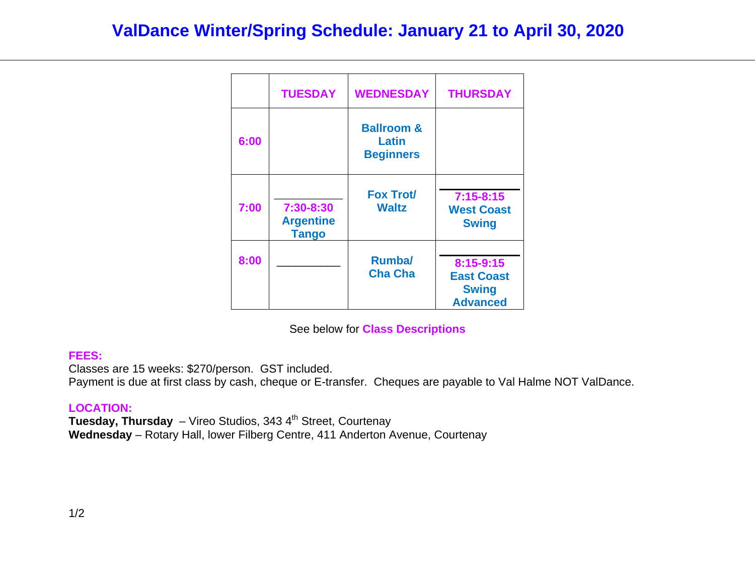# ValDance Winter/Spring Schedule: January 21 to April 30, 2020

| | TUESDAY | WEDNESDAY | THURSDAY |
|---|---|---|---|
| 6:00 | | Ballroom & Latin Beginners | |
| 7:00 | 7:30-8:30 Argentine Tango | Fox Trot/ Waltz | 7:15-8:15 West Coast Swing |
| 8:00 | | Rumba/ Cha Cha | 8:15-9:15 East Coast Swing Advanced |

See below for **Class Descriptions**

**FEES:**

Classes are 15 weeks: $270/person. GST included.

Payment is due at first class by cash, cheque or E-transfer. Cheques are payable to Val Halme NOT ValDance.

**LOCATION:**

**Tuesday, Thursday** – Vireo Studios, 343 4th Street, Courtenay

**Wednesday** – Rotary Hall, lower Filberg Centre, 411 Anderton Avenue, Courtenay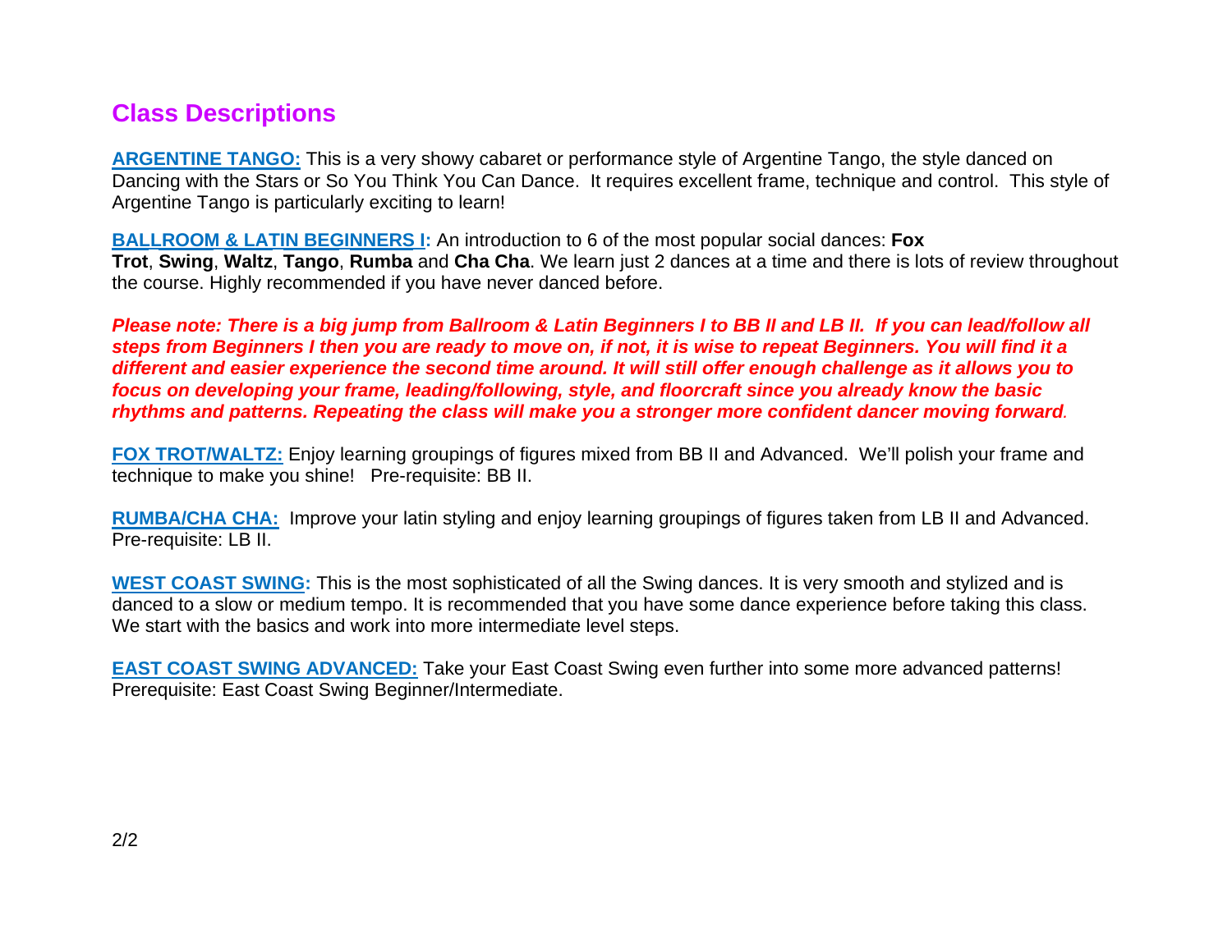## Class Descriptions

**ARGENTINE TANGO:** This is a very showy cabaret or performance style of Argentine Tango, the style danced on Dancing with the Stars or So You Think You Can Dance. It requires excellent frame, technique and control. This style of Argentine Tango is particularly exciting to learn!

**BALLROOM & LATIN BEGINNERS I:** An introduction to 6 of the most popular social dances: **Fox Trot**, **Swing**, **Waltz**, **Tango**, **Rumba** and **Cha Cha**. We learn just 2 dances at a time and there is lots of review throughout the course. Highly recommended if you have never danced before.

***Please note: There is a big jump from Ballroom & Latin Beginners I to BB II and LB II. If you can lead/follow all steps from Beginners I then you are ready to move on, if not, it is wise to repeat Beginners. You will find it a different and easier experience the second time around. It will still offer enough challenge as it allows you to focus on developing your frame, leading/following, style, and floorcraft since you already know the basic rhythms and patterns. Repeating the class will make you a stronger more confident dancer moving forward.***

**FOX TROT/WALTZ:** Enjoy learning groupings of figures mixed from BB II and Advanced. We'll polish your frame and technique to make you shine! Pre-requisite: BB II.

**RUMBA/CHA CHA:** Improve your latin styling and enjoy learning groupings of figures taken from LB II and Advanced. Pre-requisite: LB II.

**WEST COAST SWING:** This is the most sophisticated of all the Swing dances. It is very smooth and stylized and is danced to a slow or medium tempo. It is recommended that you have some dance experience before taking this class. We start with the basics and work into more intermediate level steps.

**EAST COAST SWING ADVANCED:** Take your East Coast Swing even further into some more advanced patterns! Prerequisite: East Coast Swing Beginner/Intermediate.